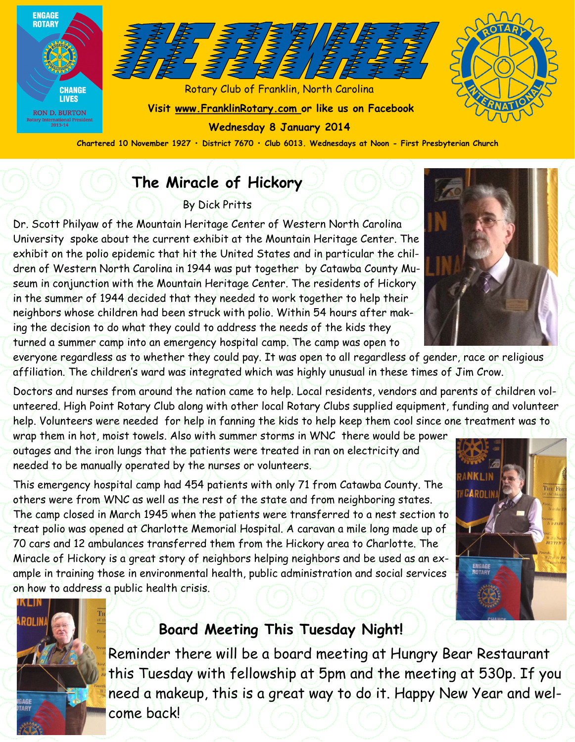# THE FLYWHEEL

Rotary Club of Franklin, North Carolina

**Visit www.FranklinRotary.com or like us on Facebook**

**Wednesday 8 January 2014**

**Chartered 10 November 1927 • District 7670 • Club 6013. Wednesdays at Noon - First Presbyterian Church**

## The Miracle of Hickory

By Dick Pritts

Dr. Scott Philyaw of the Mountain Heritage Center of Western North Carolina University spoke about the current exhibit at the Mountain Heritage Center. The exhibit on the polio epidemic that hit the United States and in particular the children of Western North Carolina in 1944 was put together by Catawba County Museum in conjunction with the Mountain Heritage Center. The residents of Hickory in the summer of 1944 decided that they needed to work together to help their neighbors whose children had been struck with polio. Within 54 hours after making the decision to do what they could to address the needs of the kids they turned a summer camp into an emergency hospital camp. The camp was open to everyone regardless as to whether they could pay. It was open to all regardless of gender, race or religious affiliation. The children's ward was integrated which was highly unusual in these times of Jim Crow.

Doctors and nurses from around the nation came to help. Local residents, vendors and parents of children volunteered. High Point Rotary Club along with other local Rotary Clubs supplied equipment, funding and volunteer help. Volunteers were needed for help in fanning the kids to help keep them cool since one treatment was to wrap them in hot, moist towels. Also with summer storms in WNC there would be power outages and the iron lungs that the patients were treated in ran on electricity and needed to be manually operated by the nurses or volunteers.

This emergency hospital camp had 454 patients with only 71 from Catawba County. The others were from WNC as well as the rest of the state and from neighboring states. The camp closed in March 1945 when the patients were transferred to a nest section to treat polio was opened at Charlotte Memorial Hospital. A caravan a mile long made up of 70 cars and 12 ambulances transferred them from the Hickory area to Charlotte. The Miracle of Hickory is a great story of neighbors helping neighbors and be used as an example in training those in environmental health, public administration and social services on how to address a public health crisis.

## Board Meeting This Tuesday Night!

Reminder there will be a board meeting at Hungry Bear Restaurant this Tuesday with fellowship at 5pm and the meeting at 530p. If you need a makeup, this is a great way to do it. Happy New Year and welcome back!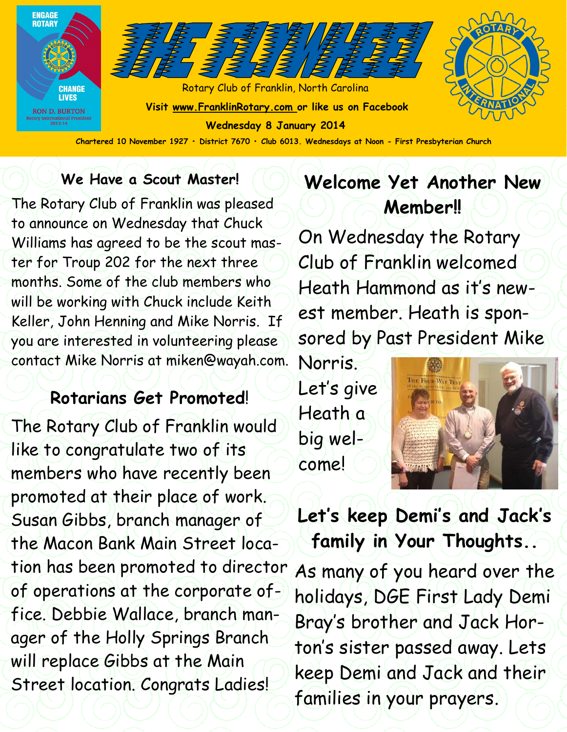# THE FLYWHEEL

Rotary Club of Franklin, North Carolina

Visit www.FranklinRotary.com or like us on Facebook

Wednesday 8 January 2014

Chartered 10 November 1927 • District 7670 • Club 6013. Wednesdays at Noon - First Presbyterian Church

## We Have a Scout Master!

The Rotary Club of Franklin was pleased to announce on Wednesday that Chuck Williams has agreed to be the scout master for Troup 202 for the next three months. Some of the club members who will be working with Chuck include Keith Keller, John Henning and Mike Norris. If you are interested in volunteering please contact Mike Norris at miken@wayah.com.

## Rotarians Get Promoted!

The Rotary Club of Franklin would like to congratulate two of its members who have recently been promoted at their place of work. Susan Gibbs, branch manager of the Macon Bank Main Street location has been promoted to director of operations at the corporate office. Debbie Wallace, branch manager of the Holly Springs Branch will replace Gibbs at the Main Street location. Congrats Ladies!

## Welcome Yet Another New Member!!

On Wednesday the Rotary Club of Franklin welcomed Heath Hammond as it's newest member. Heath is sponsored by Past President Mike Norris. Let's give Heath a big welcome!

## Let's keep Demi's and Jack's family in Your Thoughts..

As many of you heard over the holidays, DGE First Lady Demi Bray's brother and Jack Horton's sister passed away. Lets keep Demi and Jack and their families in your prayers.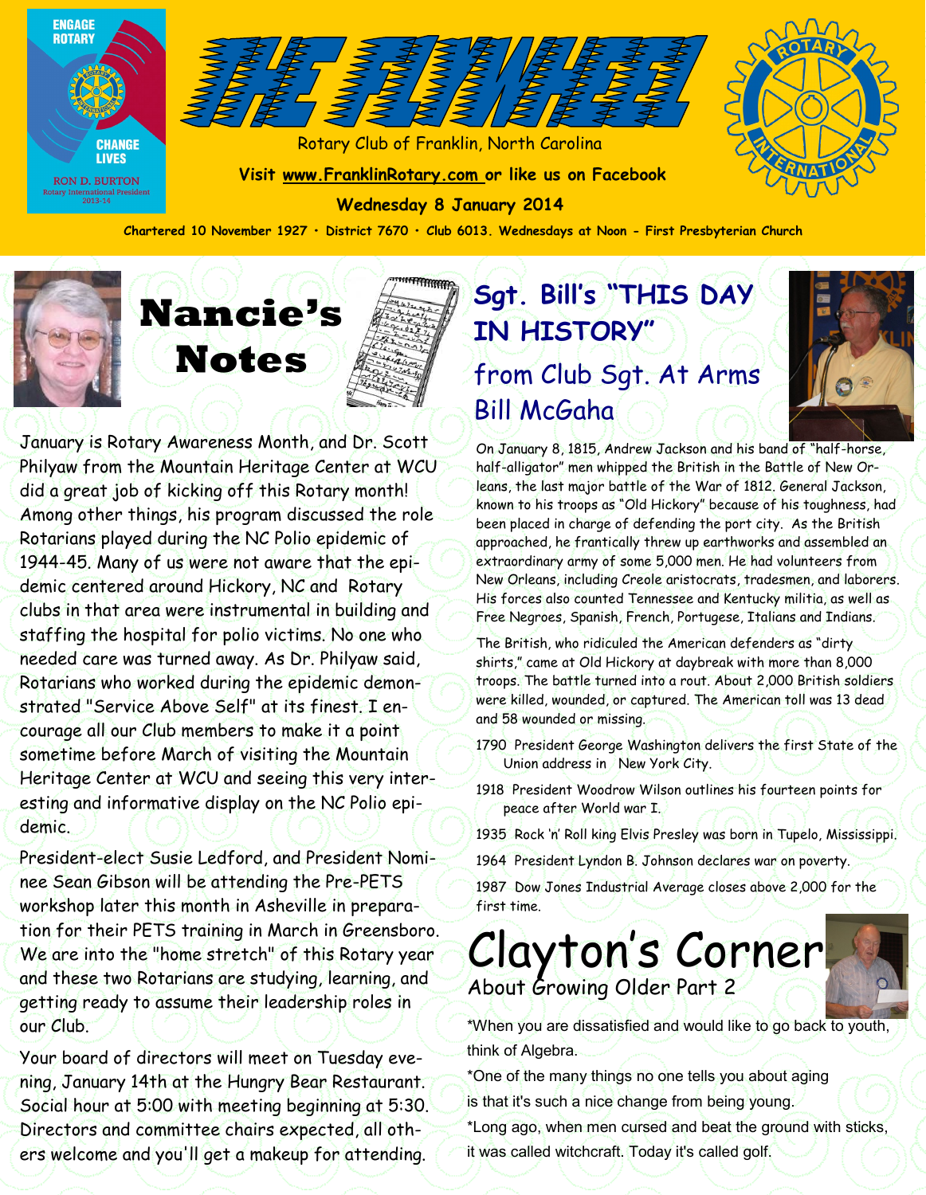# THE FLYWHEEL

Rotary Club of Franklin, North Carolina

Visit www.FranklinRotary.com or like us on Facebook

Wednesday 8 January 2014

Chartered 10 November 1927 • District 7670 • Club 6013. Wednesdays at Noon - First Presbyterian Church

ENGAGE ROTARY CHANGE LIVES — RON D. BURTON, Rotary International President 2013-14

## Nancie's Notes

January is Rotary Awareness Month, and Dr. Scott Philyaw from the Mountain Heritage Center at WCU did a great job of kicking off this Rotary month! Among other things, his program discussed the role Rotarians played during the NC Polio epidemic of 1944-45. Many of us were not aware that the epidemic centered around Hickory, NC and Rotary clubs in that area were instrumental in building and staffing the hospital for polio victims. No one who needed care was turned away. As Dr. Philyaw said, Rotarians who worked during the epidemic demonstrated "Service Above Self" at its finest. I encourage all our Club members to make it a point sometime before March of visiting the Mountain Heritage Center at WCU and seeing this very interesting and informative display on the NC Polio epidemic.

President-elect Susie Ledford, and President Nominee Sean Gibson will be attending the Pre-PETS workshop later this month in Asheville in preparation for their PETS training in March in Greensboro. We are into the "home stretch" of this Rotary year and these two Rotarians are studying, learning, and getting ready to assume their leadership roles in our Club.

Your board of directors will meet on Tuesday evening, January 14th at the Hungry Bear Restaurant. Social hour at 5:00 with meeting beginning at 5:30. Directors and committee chairs expected, all others welcome and you'll get a makeup for attending.

## Sgt. Bill's "THIS DAY IN HISTORY"

### from Club Sgt. At Arms Bill McGaha

On January 8, 1815, Andrew Jackson and his band of "half-horse, half-alligator" men whipped the British in the Battle of New Orleans, the last major battle of the War of 1812. General Jackson, known to his troops as "Old Hickory" because of his toughness, had been placed in charge of defending the port city. As the British approached, he frantically threw up earthworks and assembled an extraordinary army of some 5,000 men. He had volunteers from New Orleans, including Creole aristocrats, tradesmen, and laborers. His forces also counted Tennessee and Kentucky militia, as well as Free Negroes, Spanish, French, Portugese, Italians and Indians.

The British, who ridiculed the American defenders as "dirty shirts," came at Old Hickory at daybreak with more than 8,000 troops. The battle turned into a rout. About 2,000 British soldiers were killed, wounded, or captured. The American toll was 13 dead and 58 wounded or missing.

1790 President George Washington delivers the first State of the Union address in New York City.

1918 President Woodrow Wilson outlines his fourteen points for peace after World war I.

1935 Rock 'n' Roll king Elvis Presley was born in Tupelo, Mississippi.

1964 President Lyndon B. Johnson declares war on poverty.

1987 Dow Jones Industrial Average closes above 2,000 for the first time.

## Clayton's Corner

### About Growing Older Part 2

*When you are dissatisfied and would like to go back to youth, think of Algebra.

*One of the many things no one tells you about aging is that it's such a nice change from being young.

*Long ago, when men cursed and beat the ground with sticks, it was called witchcraft. Today it's called golf.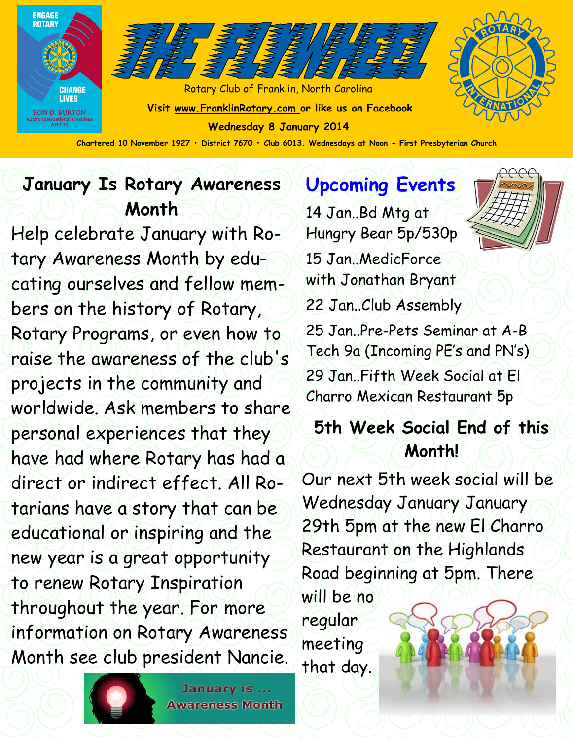# THE FLYWHEEL

Rotary Club of Franklin, North Carolina

Visit www.FranklinRotary.com or like us on Facebook

Wednesday 8 January 2014

Chartered 10 November 1927 • District 7670 • Club 6013. Wednesdays at Noon - First Presbyterian Church

## January Is Rotary Awareness Month

Help celebrate January with Rotary Awareness Month by educating ourselves and fellow members on the history of Rotary, Rotary Programs, or even how to raise the awareness of the club's projects in the community and worldwide. Ask members to share personal experiences that they have had where Rotary has had a direct or indirect effect. All Rotarians have a story that can be educational or inspiring and the new year is a great opportunity to renew Rotary Inspiration throughout the year. For more information on Rotary Awareness Month see club president Nancie.

January is ... Awareness Month

## Upcoming Events

14 Jan..Bd Mtg at Hungry Bear 5p/530p

15 Jan..MedicForce with Jonathan Bryant

22 Jan..Club Assembly

25 Jan..Pre-Pets Seminar at A-B Tech 9a (Incoming PE's and PN's)

29 Jan..Fifth Week Social at El Charro Mexican Restaurant 5p

## 5th Week Social End of this Month!

Our next 5th week social will be Wednesday January January 29th 5pm at the new El Charro Restaurant on the Highlands Road beginning at 5pm. There will be no regular meeting that day.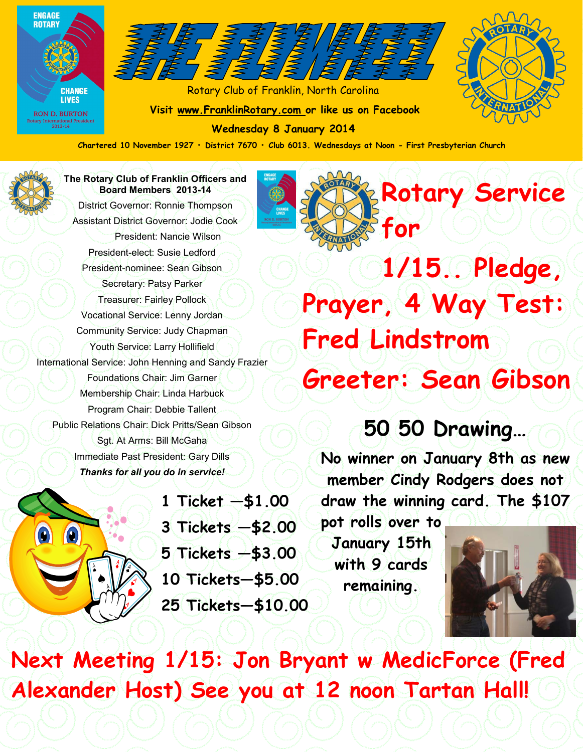# THE FLYWHEEL

Rotary Club of Franklin, North Carolina

Visit www.FranklinRotary.com or like us on Facebook

Wednesday 8 January 2014

Chartered 10 November 1927 • District 7670 • Club 6013. Wednesdays at Noon - First Presbyterian Church

**The Rotary Club of Franklin Officers and Board Members 2013-14**

District Governor: Ronnie Thompson
Assistant District Governor: Jodie Cook
President: Nancie Wilson
President-elect: Susie Ledford
President-nominee: Sean Gibson
Secretary: Patsy Parker
Treasurer: Fairley Pollock
Vocational Service: Lenny Jordan
Community Service: Judy Chapman
Youth Service: Larry Hollifield
International Service: John Henning and Sandy Frazier
Foundations Chair: Jim Garner
Membership Chair: Linda Harbuck
Program Chair: Debbie Tallent
Public Relations Chair: Dick Pritts/Sean Gibson
Sgt. At Arms: Bill McGaha
Immediate Past President: Gary Dills

***Thanks for all you do in service!***

## Rotary Service for 1/15.. Pledge, Prayer, 4 Way Test: Fred Lindstrom

## Greeter: Sean Gibson

1 Ticket —$1.00
3 Tickets —$2.00
5 Tickets —$3.00
10 Tickets—$5.00
25 Tickets—$10.00

## 50 50 Drawing…

No winner on January 8th as new member Cindy Rodgers does not draw the winning card. The $107 pot rolls over to January 15th with 9 cards remaining.

## Next Meeting 1/15: Jon Bryant w MedicForce (Fred Alexander Host) See you at 12 noon Tartan Hall!